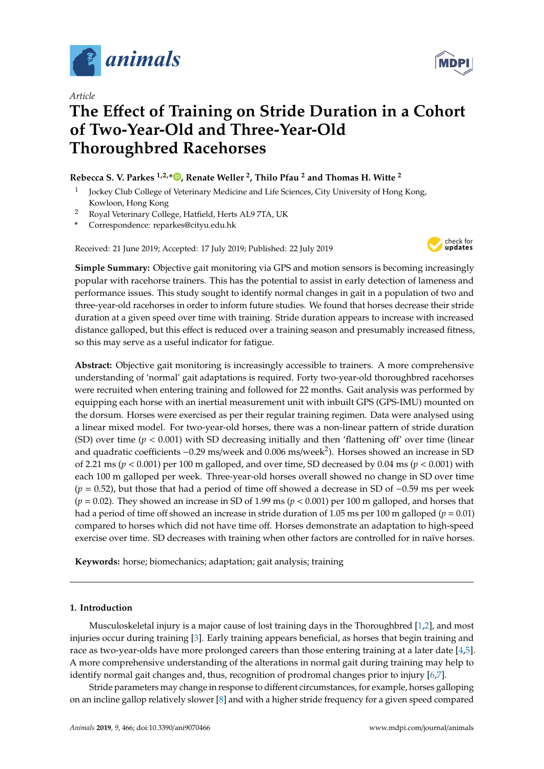*Article*

# The Effect of Training on Stride Duration in a Cohort of Two-Year-Old and Three-Year-Old Thoroughbred Racehorses

**Rebecca S. V. Parkes [1,2,*], Renate Weller [2], Thilo Pfau [2] and Thomas H. Witte [2]**

[1] Jockey Club College of Veterinary Medicine and Life Sciences, City University of Hong Kong, Kowloon, Hong Kong

[2] Royal Veterinary College, Hatfield, Herts AL9 7TA, UK

[*] Correspondence: reparkes@cityu.edu.hk

Received: 21 June 2019; Accepted: 17 July 2019; Published: 22 July 2019

**Simple Summary:** Objective gait monitoring via GPS and motion sensors is becoming increasingly popular with racehorse trainers. This has the potential to assist in early detection of lameness and performance issues. This study sought to identify normal changes in gait in a population of two and three-year-old racehorses in order to inform future studies. We found that horses decrease their stride duration at a given speed over time with training. Stride duration appears to increase with increased distance galloped, but this effect is reduced over a training season and presumably increased fitness, so this may serve as a useful indicator for fatigue.

**Abstract:** Objective gait monitoring is increasingly accessible to trainers. A more comprehensive understanding of 'normal' gait adaptations is required. Forty two-year-old thoroughbred racehorses were recruited when entering training and followed for 22 months. Gait analysis was performed by equipping each horse with an inertial measurement unit with inbuilt GPS (GPS-IMU) mounted on the dorsum. Horses were exercised as per their regular training regimen. Data were analysed using a linear mixed model. For two-year-old horses, there was a non-linear pattern of stride duration (SD) over time ($p < 0.001$) with SD decreasing initially and then 'flattening off' over time (linear and quadratic coefficients $-0.29$ ms/week and $0.006$ ms/week$^2$). Horses showed an increase in SD of 2.21 ms ($p < 0.001$) per 100 m galloped, and over time, SD decreased by 0.04 ms ($p < 0.001$) with each 100 m galloped per week. Three-year-old horses overall showed no change in SD over time ($p = 0.52$), but those that had a period of time off showed a decrease in SD of $-0.59$ ms per week ($p = 0.02$). They showed an increase in SD of 1.99 ms ($p < 0.001$) per 100 m galloped, and horses that had a period of time off showed an increase in stride duration of 1.05 ms per 100 m galloped ($p = 0.01$) compared to horses which did not have time off. Horses demonstrate an adaptation to high-speed exercise over time. SD decreases with training when other factors are controlled for in naïve horses.

**Keywords:** horse; biomechanics; adaptation; gait analysis; training

## 1. Introduction

Musculoskeletal injury is a major cause of lost training days in the Thoroughbred [1,2], and most injuries occur during training [3]. Early training appears beneficial, as horses that begin training and race as two-year-olds have more prolonged careers than those entering training at a later date [4,5]. A more comprehensive understanding of the alterations in normal gait during training may help to identify normal gait changes and, thus, recognition of prodromal changes prior to injury [6,7].

Stride parameters may change in response to different circumstances, for example, horses galloping on an incline gallop relatively slower [8] and with a higher stride frequency for a given speed compared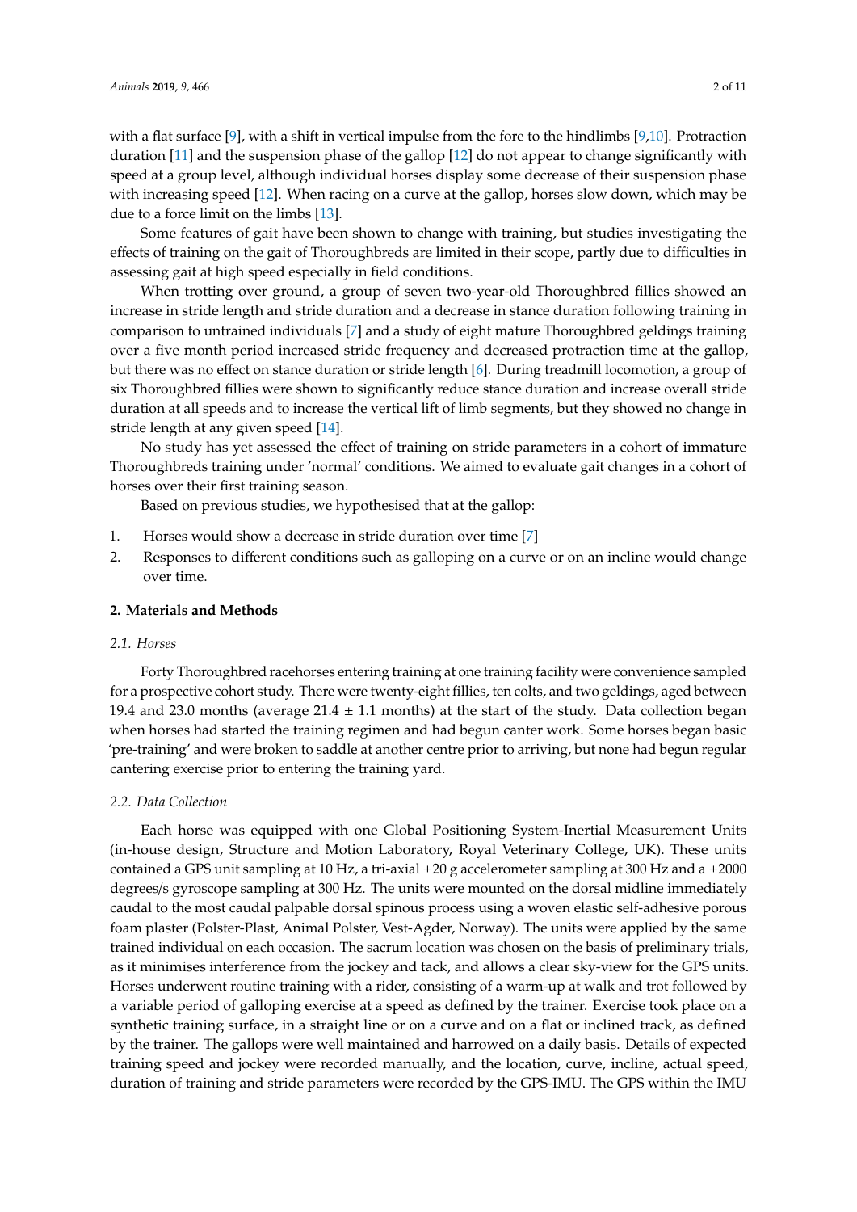with a flat surface [9], with a shift in vertical impulse from the fore to the hindlimbs [9,10]. Protraction duration [11] and the suspension phase of the gallop [12] do not appear to change significantly with speed at a group level, although individual horses display some decrease of their suspension phase with increasing speed [12]. When racing on a curve at the gallop, horses slow down, which may be due to a force limit on the limbs [13].

Some features of gait have been shown to change with training, but studies investigating the effects of training on the gait of Thoroughbreds are limited in their scope, partly due to difficulties in assessing gait at high speed especially in field conditions.

When trotting over ground, a group of seven two-year-old Thoroughbred fillies showed an increase in stride length and stride duration and a decrease in stance duration following training in comparison to untrained individuals [7] and a study of eight mature Thoroughbred geldings training over a five month period increased stride frequency and decreased protraction time at the gallop, but there was no effect on stance duration or stride length [6]. During treadmill locomotion, a group of six Thoroughbred fillies were shown to significantly reduce stance duration and increase overall stride duration at all speeds and to increase the vertical lift of limb segments, but they showed no change in stride length at any given speed [14].

No study has yet assessed the effect of training on stride parameters in a cohort of immature Thoroughbreds training under 'normal' conditions. We aimed to evaluate gait changes in a cohort of horses over their first training season.

Based on previous studies, we hypothesised that at the gallop:

1. Horses would show a decrease in stride duration over time [7]
2. Responses to different conditions such as galloping on a curve or on an incline would change over time.

## 2. Materials and Methods

### 2.1. Horses

Forty Thoroughbred racehorses entering training at one training facility were convenience sampled for a prospective cohort study. There were twenty-eight fillies, ten colts, and two geldings, aged between 19.4 and 23.0 months (average 21.4 ± 1.1 months) at the start of the study. Data collection began when horses had started the training regimen and had begun canter work. Some horses began basic 'pre-training' and were broken to saddle at another centre prior to arriving, but none had begun regular cantering exercise prior to entering the training yard.

### 2.2. Data Collection

Each horse was equipped with one Global Positioning System-Inertial Measurement Units (in-house design, Structure and Motion Laboratory, Royal Veterinary College, UK). These units contained a GPS unit sampling at 10 Hz, a tri-axial ±20 g accelerometer sampling at 300 Hz and a ±2000 degrees/s gyroscope sampling at 300 Hz. The units were mounted on the dorsal midline immediately caudal to the most caudal palpable dorsal spinous process using a woven elastic self-adhesive porous foam plaster (Polster-Plast, Animal Polster, Vest-Agder, Norway). The units were applied by the same trained individual on each occasion. The sacrum location was chosen on the basis of preliminary trials, as it minimises interference from the jockey and tack, and allows a clear sky-view for the GPS units. Horses underwent routine training with a rider, consisting of a warm-up at walk and trot followed by a variable period of galloping exercise at a speed as defined by the trainer. Exercise took place on a synthetic training surface, in a straight line or on a curve and on a flat or inclined track, as defined by the trainer. The gallops were well maintained and harrowed on a daily basis. Details of expected training speed and jockey were recorded manually, and the location, curve, incline, actual speed, duration of training and stride parameters were recorded by the GPS-IMU. The GPS within the IMU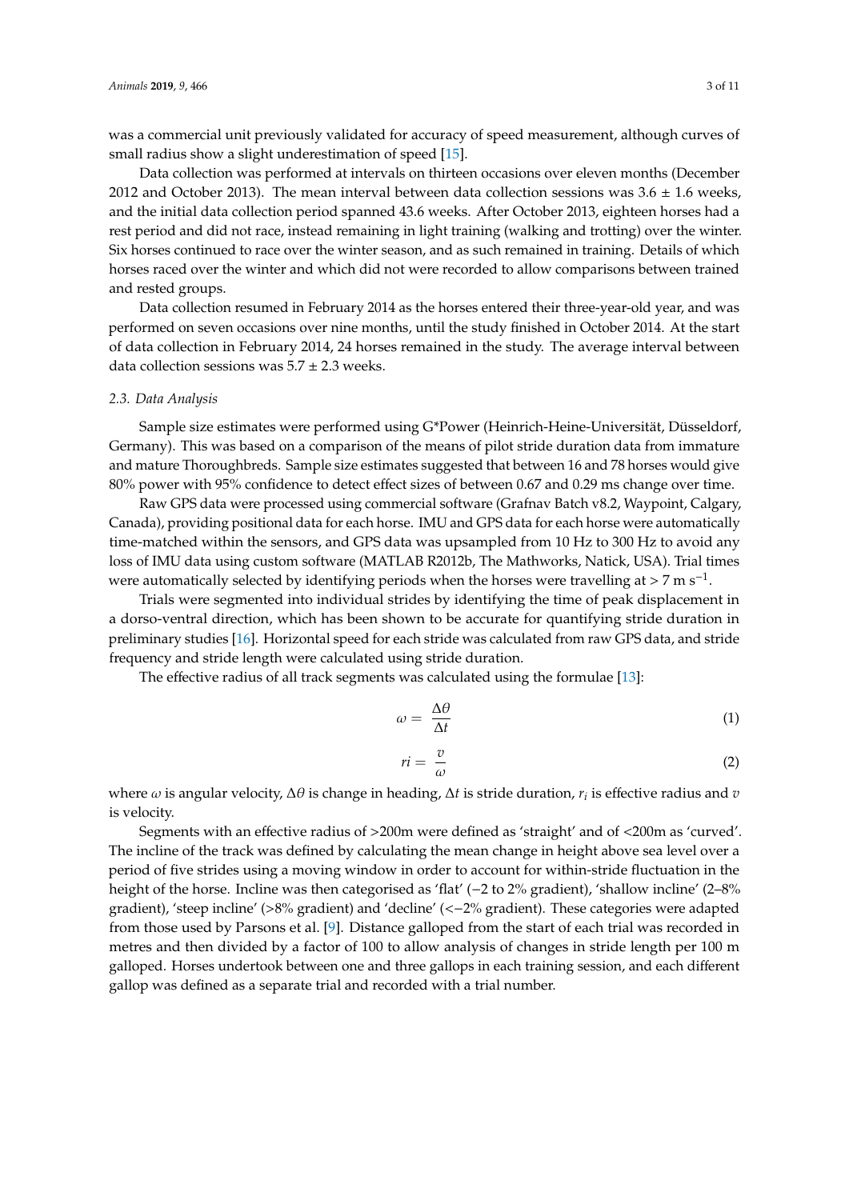was a commercial unit previously validated for accuracy of speed measurement, although curves of small radius show a slight underestimation of speed [15].

Data collection was performed at intervals on thirteen occasions over eleven months (December 2012 and October 2013). The mean interval between data collection sessions was 3.6 ± 1.6 weeks, and the initial data collection period spanned 43.6 weeks. After October 2013, eighteen horses had a rest period and did not race, instead remaining in light training (walking and trotting) over the winter. Six horses continued to race over the winter season, and as such remained in training. Details of which horses raced over the winter and which did not were recorded to allow comparisons between trained and rested groups.

Data collection resumed in February 2014 as the horses entered their three-year-old year, and was performed on seven occasions over nine months, until the study finished in October 2014. At the start of data collection in February 2014, 24 horses remained in the study. The average interval between data collection sessions was 5.7 ± 2.3 weeks.

### 2.3. Data Analysis

Sample size estimates were performed using G*Power (Heinrich-Heine-Universität, Düsseldorf, Germany). This was based on a comparison of the means of pilot stride duration data from immature and mature Thoroughbreds. Sample size estimates suggested that between 16 and 78 horses would give 80% power with 95% confidence to detect effect sizes of between 0.67 and 0.29 ms change over time.

Raw GPS data were processed using commercial software (Grafnav Batch v8.2, Waypoint, Calgary, Canada), providing positional data for each horse. IMU and GPS data for each horse were automatically time-matched within the sensors, and GPS data was upsampled from 10 Hz to 300 Hz to avoid any loss of IMU data using custom software (MATLAB R2012b, The Mathworks, Natick, USA). Trial times were automatically selected by identifying periods when the horses were travelling at > 7 m s$^{-1}$.

Trials were segmented into individual strides by identifying the time of peak displacement in a dorso-ventral direction, which has been shown to be accurate for quantifying stride duration in preliminary studies [16]. Horizontal speed for each stride was calculated from raw GPS data, and stride frequency and stride length were calculated using stride duration.

The effective radius of all track segments was calculated using the formulae [13]:

$$\omega = \frac{\Delta\theta}{\Delta t} \tag{1}$$

$$ri = \frac{v}{\omega} \tag{2}$$

where $\omega$ is angular velocity, $\Delta\theta$ is change in heading, $\Delta t$ is stride duration, $r_i$ is effective radius and $v$ is velocity.

Segments with an effective radius of >200m were defined as 'straight' and of <200m as 'curved'. The incline of the track was defined by calculating the mean change in height above sea level over a period of five strides using a moving window in order to account for within-stride fluctuation in the height of the horse. Incline was then categorised as 'flat' (−2 to 2% gradient), 'shallow incline' (2–8% gradient), 'steep incline' (>8% gradient) and 'decline' (<−2% gradient). These categories were adapted from those used by Parsons et al. [9]. Distance galloped from the start of each trial was recorded in metres and then divided by a factor of 100 to allow analysis of changes in stride length per 100 m galloped. Horses undertook between one and three gallops in each training session, and each different gallop was defined as a separate trial and recorded with a trial number.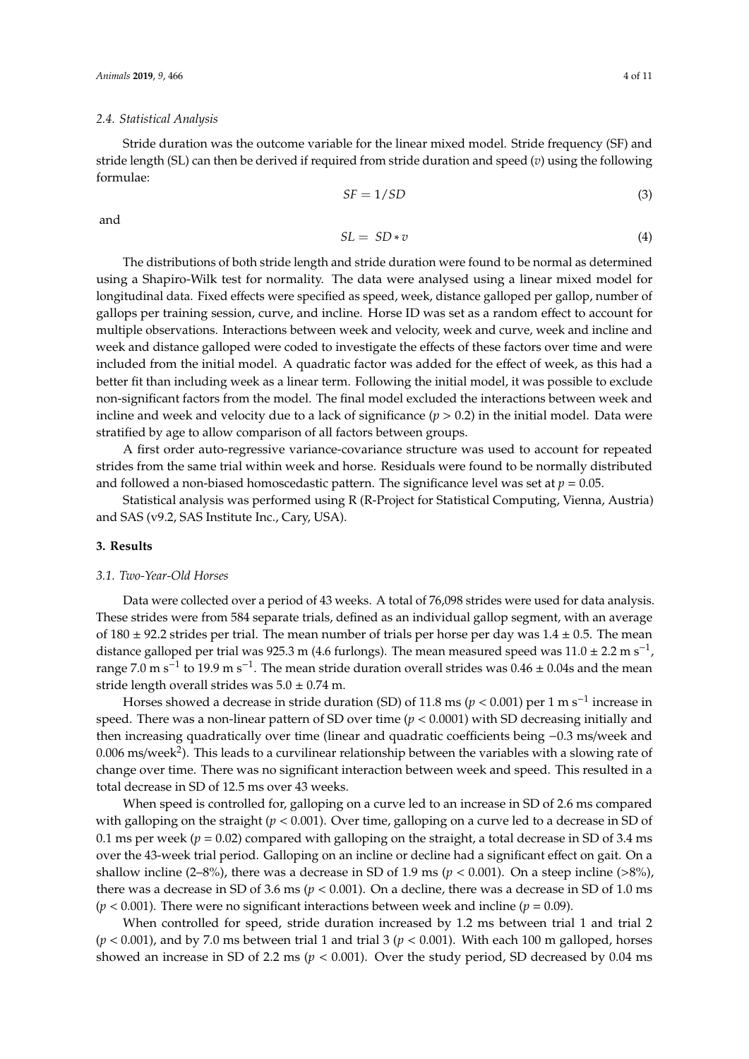### 2.4. Statistical Analysis

Stride duration was the outcome variable for the linear mixed model. Stride frequency (SF) and stride length (SL) can then be derived if required from stride duration and speed ($v$) using the following formulae:

$$SF = 1/SD \tag{3}$$

and

$$SL = SD * v \tag{4}$$

The distributions of both stride length and stride duration were found to be normal as determined using a Shapiro-Wilk test for normality. The data were analysed using a linear mixed model for longitudinal data. Fixed effects were specified as speed, week, distance galloped per gallop, number of gallops per training session, curve, and incline. Horse ID was set as a random effect to account for multiple observations. Interactions between week and velocity, week and curve, week and incline and week and distance galloped were coded to investigate the effects of these factors over time and were included from the initial model. A quadratic factor was added for the effect of week, as this had a better fit than including week as a linear term. Following the initial model, it was possible to exclude non-significant factors from the model. The final model excluded the interactions between week and incline and week and velocity due to a lack of significance ($p > 0.2$) in the initial model. Data were stratified by age to allow comparison of all factors between groups.

A first order auto-regressive variance-covariance structure was used to account for repeated strides from the same trial within week and horse. Residuals were found to be normally distributed and followed a non-biased homoscedastic pattern. The significance level was set at $p = 0.05$.

Statistical analysis was performed using R (R-Project for Statistical Computing, Vienna, Austria) and SAS (v9.2, SAS Institute Inc., Cary, USA).

## 3. Results

### 3.1. Two-Year-Old Horses

Data were collected over a period of 43 weeks. A total of 76,098 strides were used for data analysis. These strides were from 584 separate trials, defined as an individual gallop segment, with an average of 180 ± 92.2 strides per trial. The mean number of trials per horse per day was 1.4 ± 0.5. The mean distance galloped per trial was 925.3 m (4.6 furlongs). The mean measured speed was 11.0 ± 2.2 m s$^{-1}$, range 7.0 m s$^{-1}$ to 19.9 m s$^{-1}$. The mean stride duration overall strides was 0.46 ± 0.04s and the mean stride length overall strides was 5.0 ± 0.74 m.

Horses showed a decrease in stride duration (SD) of 11.8 ms ($p < 0.001$) per 1 m s$^{-1}$ increase in speed. There was a non-linear pattern of SD over time ($p < 0.0001$) with SD decreasing initially and then increasing quadratically over time (linear and quadratic coefficients being −0.3 ms/week and 0.006 ms/week$^2$). This leads to a curvilinear relationship between the variables with a slowing rate of change over time. There was no significant interaction between week and speed. This resulted in a total decrease in SD of 12.5 ms over 43 weeks.

When speed is controlled for, galloping on a curve led to an increase in SD of 2.6 ms compared with galloping on the straight ($p < 0.001$). Over time, galloping on a curve led to a decrease in SD of 0.1 ms per week ($p = 0.02$) compared with galloping on the straight, a total decrease in SD of 3.4 ms over the 43-week trial period. Galloping on an incline or decline had a significant effect on gait. On a shallow incline (2–8%), there was a decrease in SD of 1.9 ms ($p < 0.001$). On a steep incline (>8%), there was a decrease in SD of 3.6 ms ($p < 0.001$). On a decline, there was a decrease in SD of 1.0 ms ($p < 0.001$). There were no significant interactions between week and incline ($p = 0.09$).

When controlled for speed, stride duration increased by 1.2 ms between trial 1 and trial 2 ($p < 0.001$), and by 7.0 ms between trial 1 and trial 3 ($p < 0.001$). With each 100 m galloped, horses showed an increase in SD of 2.2 ms ($p < 0.001$). Over the study period, SD decreased by 0.04 ms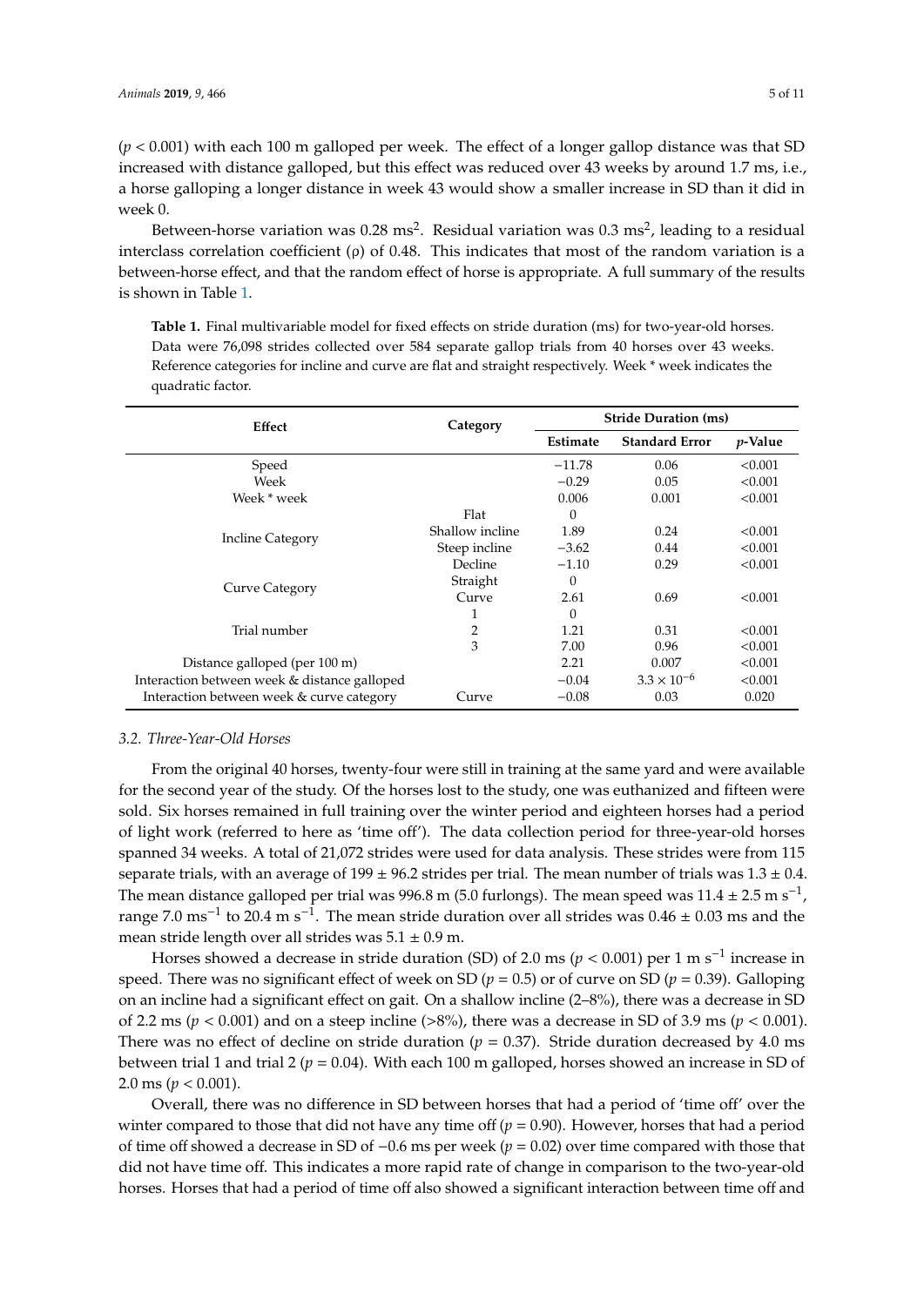($p < 0.001$) with each 100 m galloped per week. The effect of a longer gallop distance was that SD increased with distance galloped, but this effect was reduced over 43 weeks by around 1.7 ms, i.e., a horse galloping a longer distance in week 43 would show a smaller increase in SD than it did in week 0.

Between-horse variation was 0.28 $ms^2$. Residual variation was 0.3 $ms^2$, leading to a residual interclass correlation coefficient ($\rho$) of 0.48. This indicates that most of the random variation is a between-horse effect, and that the random effect of horse is appropriate. A full summary of the results is shown in Table 1.

**Table 1.** Final multivariable model for fixed effects on stride duration (ms) for two-year-old horses. Data were 76,098 strides collected over 584 separate gallop trials from 40 horses over 43 weeks. Reference categories for incline and curve are flat and straight respectively. Week * week indicates the quadratic factor.

| Effect | Category | Stride Duration (ms) | | |
|---|---|---|---|---|
| | | Estimate | Standard Error | $p$-Value |
| Speed | | −11.78 | 0.06 | <0.001 |
| Week | | −0.29 | 0.05 | <0.001 |
| Week * week | | 0.006 | 0.001 | <0.001 |
| Incline Category | Flat | 0 | | |
| | Shallow incline | 1.89 | 0.24 | <0.001 |
| | Steep incline | −3.62 | 0.44 | <0.001 |
| | Decline | −1.10 | 0.29 | <0.001 |
| Curve Category | Straight | 0 | | |
| | Curve | 2.61 | 0.69 | <0.001 |
| Trial number | 1 | 0 | | |
| | 2 | 1.21 | 0.31 | <0.001 |
| | 3 | 7.00 | 0.96 | <0.001 |
| Distance galloped (per 100 m) | | 2.21 | 0.007 | <0.001 |
| Interaction between week & distance galloped | | −0.04 | $3.3 \times 10^{-6}$ | <0.001 |
| Interaction between week & curve category | Curve | −0.08 | 0.03 | 0.020 |

### 3.2. Three-Year-Old Horses

From the original 40 horses, twenty-four were still in training at the same yard and were available for the second year of the study. Of the horses lost to the study, one was euthanized and fifteen were sold. Six horses remained in full training over the winter period and eighteen horses had a period of light work (referred to here as 'time off'). The data collection period for three-year-old horses spanned 34 weeks. A total of 21,072 strides were used for data analysis. These strides were from 115 separate trials, with an average of 199 ± 96.2 strides per trial. The mean number of trials was 1.3 ± 0.4. The mean distance galloped per trial was 996.8 m (5.0 furlongs). The mean speed was 11.4 ± 2.5 m $s^{-1}$, range 7.0 $ms^{-1}$ to 20.4 m $s^{-1}$. The mean stride duration over all strides was 0.46 ± 0.03 ms and the mean stride length over all strides was 5.1 ± 0.9 m.

Horses showed a decrease in stride duration (SD) of 2.0 ms ($p < 0.001$) per 1 m $s^{-1}$ increase in speed. There was no significant effect of week on SD ($p = 0.5$) or of curve on SD ($p = 0.39$). Galloping on an incline had a significant effect on gait. On a shallow incline (2–8%), there was a decrease in SD of 2.2 ms ($p < 0.001$) and on a steep incline (>8%), there was a decrease in SD of 3.9 ms ($p < 0.001$). There was no effect of decline on stride duration ($p = 0.37$). Stride duration decreased by 4.0 ms between trial 1 and trial 2 ($p = 0.04$). With each 100 m galloped, horses showed an increase in SD of 2.0 ms ($p < 0.001$).

Overall, there was no difference in SD between horses that had a period of 'time off' over the winter compared to those that did not have any time off ($p = 0.90$). However, horses that had a period of time off showed a decrease in SD of −0.6 ms per week ($p = 0.02$) over time compared with those that did not have time off. This indicates a more rapid rate of change in comparison to the two-year-old horses. Horses that had a period of time off also showed a significant interaction between time off and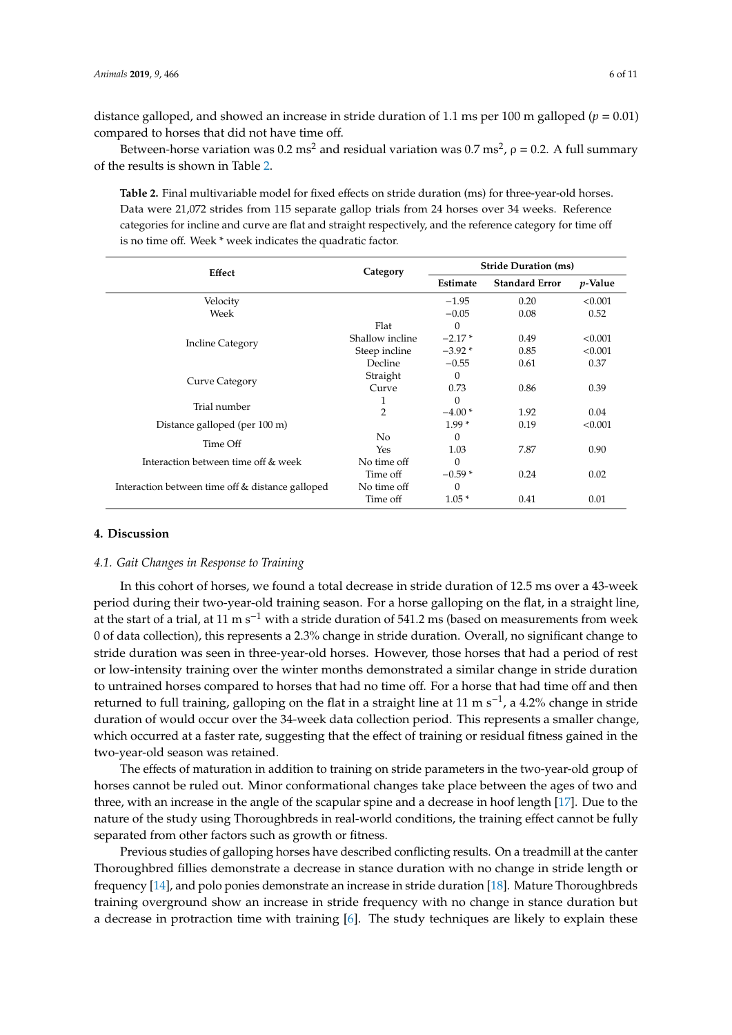distance galloped, and showed an increase in stride duration of 1.1 ms per 100 m galloped ($p = 0.01$) compared to horses that did not have time off.

Between-horse variation was 0.2 $ms^2$ and residual variation was 0.7 $ms^2$, $\rho = 0.2$. A full summary of the results is shown in Table 2.

**Table 2.** Final multivariable model for fixed effects on stride duration (ms) for three-year-old horses. Data were 21,072 strides from 115 separate gallop trials from 24 horses over 34 weeks. Reference categories for incline and curve are flat and straight respectively, and the reference category for time off is no time off. Week * week indicates the quadratic factor.

| Effect | Category | Stride Duration (ms) | | |
|---|---|---|---|---|
| | | Estimate | Standard Error | *p*-Value |
| Velocity | | −1.95 | 0.20 | <0.001 |
| Week | | −0.05 | 0.08 | 0.52 |
| Incline Category | Flat | 0 | | |
| | Shallow incline | −2.17 * | 0.49 | <0.001 |
| | Steep incline | −3.92 * | 0.85 | <0.001 |
| | Decline | −0.55 | 0.61 | 0.37 |
| Curve Category | Straight | 0 | | |
| | Curve | 0.73 | 0.86 | 0.39 |
| Trial number | 1 | 0 | | |
| | 2 | −4.00 * | 1.92 | 0.04 |
| Distance galloped (per 100 m) | | 1.99 * | 0.19 | <0.001 |
| Time Off | No | 0 | | |
| | Yes | 1.03 | 7.87 | 0.90 |
| Interaction between time off & week | No time off | 0 | | |
| | Time off | −0.59 * | 0.24 | 0.02 |
| Interaction between time off & distance galloped | No time off | 0 | | |
| | Time off | 1.05 * | 0.41 | 0.01 |

## 4. Discussion

### 4.1. Gait Changes in Response to Training

In this cohort of horses, we found a total decrease in stride duration of 12.5 ms over a 43-week period during their two-year-old training season. For a horse galloping on the flat, in a straight line, at the start of a trial, at 11 m $s^{-1}$ with a stride duration of 541.2 ms (based on measurements from week 0 of data collection), this represents a 2.3% change in stride duration. Overall, no significant change to stride duration was seen in three-year-old horses. However, those horses that had a period of rest or low-intensity training over the winter months demonstrated a similar change in stride duration to untrained horses compared to horses that had no time off. For a horse that had time off and then returned to full training, galloping on the flat in a straight line at 11 m $s^{-1}$, a 4.2% change in stride duration of would occur over the 34-week data collection period. This represents a smaller change, which occurred at a faster rate, suggesting that the effect of training or residual fitness gained in the two-year-old season was retained.

The effects of maturation in addition to training on stride parameters in the two-year-old group of horses cannot be ruled out. Minor conformational changes take place between the ages of two and three, with an increase in the angle of the scapular spine and a decrease in hoof length [17]. Due to the nature of the study using Thoroughbreds in real-world conditions, the training effect cannot be fully separated from other factors such as growth or fitness.

Previous studies of galloping horses have described conflicting results. On a treadmill at the canter Thoroughbred fillies demonstrate a decrease in stance duration with no change in stride length or frequency [14], and polo ponies demonstrate an increase in stride duration [18]. Mature Thoroughbreds training overground show an increase in stride frequency with no change in stance duration but a decrease in protraction time with training [6]. The study techniques are likely to explain these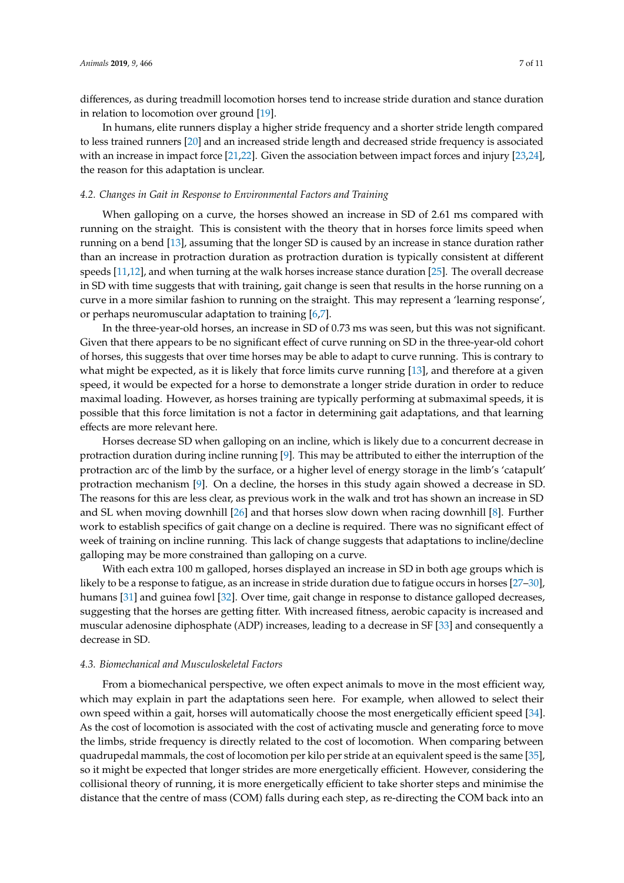differences, as during treadmill locomotion horses tend to increase stride duration and stance duration in relation to locomotion over ground [19].

In humans, elite runners display a higher stride frequency and a shorter stride length compared to less trained runners [20] and an increased stride length and decreased stride frequency is associated with an increase in impact force [21,22]. Given the association between impact forces and injury [23,24], the reason for this adaptation is unclear.

### *4.2. Changes in Gait in Response to Environmental Factors and Training*

When galloping on a curve, the horses showed an increase in SD of 2.61 ms compared with running on the straight. This is consistent with the theory that in horses force limits speed when running on a bend [13], assuming that the longer SD is caused by an increase in stance duration rather than an increase in protraction duration as protraction duration is typically consistent at different speeds [11,12], and when turning at the walk horses increase stance duration [25]. The overall decrease in SD with time suggests that with training, gait change is seen that results in the horse running on a curve in a more similar fashion to running on the straight. This may represent a 'learning response', or perhaps neuromuscular adaptation to training [6,7].

In the three-year-old horses, an increase in SD of 0.73 ms was seen, but this was not significant. Given that there appears to be no significant effect of curve running on SD in the three-year-old cohort of horses, this suggests that over time horses may be able to adapt to curve running. This is contrary to what might be expected, as it is likely that force limits curve running [13], and therefore at a given speed, it would be expected for a horse to demonstrate a longer stride duration in order to reduce maximal loading. However, as horses training are typically performing at submaximal speeds, it is possible that this force limitation is not a factor in determining gait adaptations, and that learning effects are more relevant here.

Horses decrease SD when galloping on an incline, which is likely due to a concurrent decrease in protraction duration during incline running [9]. This may be attributed to either the interruption of the protraction arc of the limb by the surface, or a higher level of energy storage in the limb's 'catapult' protraction mechanism [9]. On a decline, the horses in this study again showed a decrease in SD. The reasons for this are less clear, as previous work in the walk and trot has shown an increase in SD and SL when moving downhill [26] and that horses slow down when racing downhill [8]. Further work to establish specifics of gait change on a decline is required. There was no significant effect of week of training on incline running. This lack of change suggests that adaptations to incline/decline galloping may be more constrained than galloping on a curve.

With each extra 100 m galloped, horses displayed an increase in SD in both age groups which is likely to be a response to fatigue, as an increase in stride duration due to fatigue occurs in horses [27–30], humans [31] and guinea fowl [32]. Over time, gait change in response to distance galloped decreases, suggesting that the horses are getting fitter. With increased fitness, aerobic capacity is increased and muscular adenosine diphosphate (ADP) increases, leading to a decrease in SF [33] and consequently a decrease in SD.

### *4.3. Biomechanical and Musculoskeletal Factors*

From a biomechanical perspective, we often expect animals to move in the most efficient way, which may explain in part the adaptations seen here. For example, when allowed to select their own speed within a gait, horses will automatically choose the most energetically efficient speed [34]. As the cost of locomotion is associated with the cost of activating muscle and generating force to move the limbs, stride frequency is directly related to the cost of locomotion. When comparing between quadrupedal mammals, the cost of locomotion per kilo per stride at an equivalent speed is the same [35], so it might be expected that longer strides are more energetically efficient. However, considering the collisional theory of running, it is more energetically efficient to take shorter steps and minimise the distance that the centre of mass (COM) falls during each step, as re-directing the COM back into an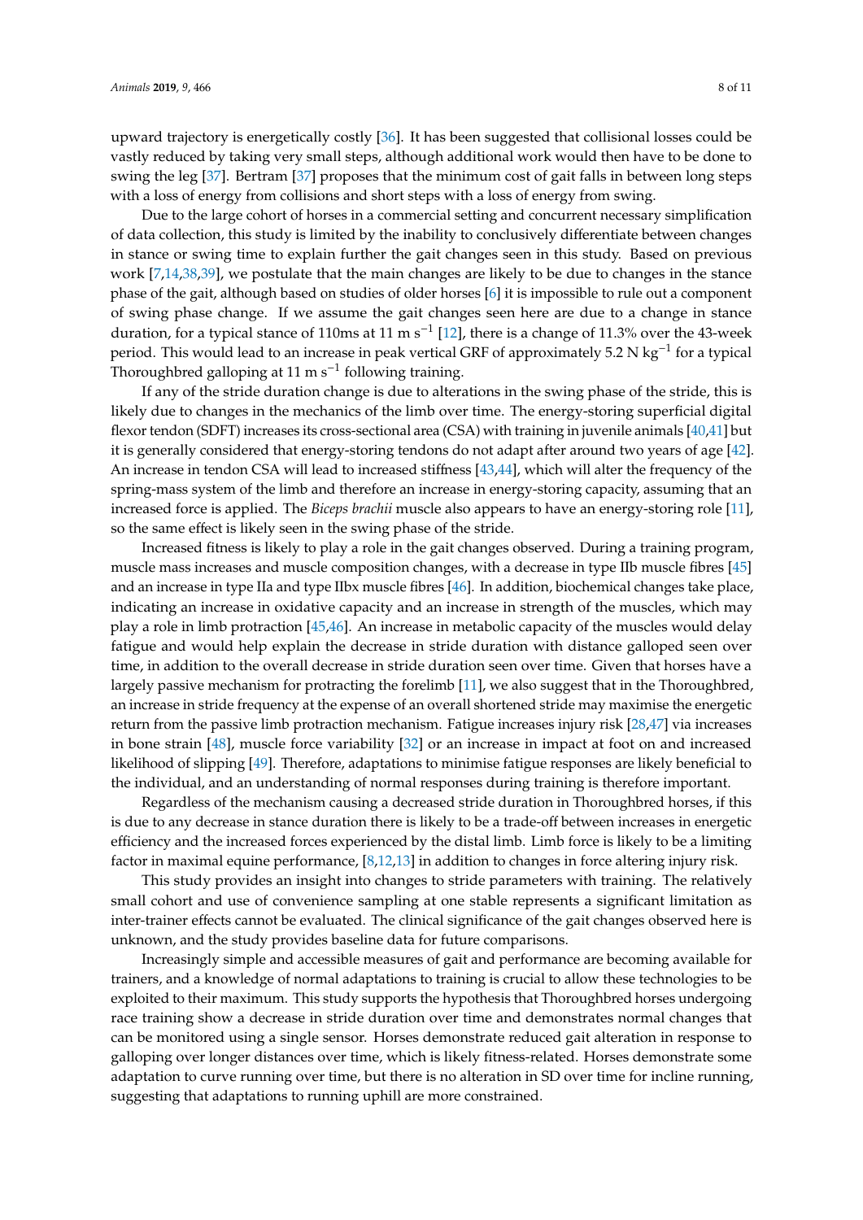upward trajectory is energetically costly [36]. It has been suggested that collisional losses could be vastly reduced by taking very small steps, although additional work would then have to be done to swing the leg [37]. Bertram [37] proposes that the minimum cost of gait falls in between long steps with a loss of energy from collisions and short steps with a loss of energy from swing.

Due to the large cohort of horses in a commercial setting and concurrent necessary simplification of data collection, this study is limited by the inability to conclusively differentiate between changes in stance or swing time to explain further the gait changes seen in this study. Based on previous work [7,14,38,39], we postulate that the main changes are likely to be due to changes in the stance phase of the gait, although based on studies of older horses [6] it is impossible to rule out a component of swing phase change. If we assume the gait changes seen here are due to a change in stance duration, for a typical stance of 110ms at 11 m $s^{-1}$ [12], there is a change of 11.3% over the 43-week period. This would lead to an increase in peak vertical GRF of approximately 5.2 N $kg^{-1}$ for a typical Thoroughbred galloping at 11 m $s^{-1}$ following training.

If any of the stride duration change is due to alterations in the swing phase of the stride, this is likely due to changes in the mechanics of the limb over time. The energy-storing superficial digital flexor tendon (SDFT) increases its cross-sectional area (CSA) with training in juvenile animals [40,41] but it is generally considered that energy-storing tendons do not adapt after around two years of age [42]. An increase in tendon CSA will lead to increased stiffness [43,44], which will alter the frequency of the spring-mass system of the limb and therefore an increase in energy-storing capacity, assuming that an increased force is applied. The *Biceps brachii* muscle also appears to have an energy-storing role [11], so the same effect is likely seen in the swing phase of the stride.

Increased fitness is likely to play a role in the gait changes observed. During a training program, muscle mass increases and muscle composition changes, with a decrease in type IIb muscle fibres [45] and an increase in type IIa and type IIbx muscle fibres [46]. In addition, biochemical changes take place, indicating an increase in oxidative capacity and an increase in strength of the muscles, which may play a role in limb protraction [45,46]. An increase in metabolic capacity of the muscles would delay fatigue and would help explain the decrease in stride duration with distance galloped seen over time, in addition to the overall decrease in stride duration seen over time. Given that horses have a largely passive mechanism for protracting the forelimb [11], we also suggest that in the Thoroughbred, an increase in stride frequency at the expense of an overall shortened stride may maximise the energetic return from the passive limb protraction mechanism. Fatigue increases injury risk [28,47] via increases in bone strain [48], muscle force variability [32] or an increase in impact at foot on and increased likelihood of slipping [49]. Therefore, adaptations to minimise fatigue responses are likely beneficial to the individual, and an understanding of normal responses during training is therefore important.

Regardless of the mechanism causing a decreased stride duration in Thoroughbred horses, if this is due to any decrease in stance duration there is likely to be a trade-off between increases in energetic efficiency and the increased forces experienced by the distal limb. Limb force is likely to be a limiting factor in maximal equine performance, [8,12,13] in addition to changes in force altering injury risk.

This study provides an insight into changes to stride parameters with training. The relatively small cohort and use of convenience sampling at one stable represents a significant limitation as inter-trainer effects cannot be evaluated. The clinical significance of the gait changes observed here is unknown, and the study provides baseline data for future comparisons.

Increasingly simple and accessible measures of gait and performance are becoming available for trainers, and a knowledge of normal adaptations to training is crucial to allow these technologies to be exploited to their maximum. This study supports the hypothesis that Thoroughbred horses undergoing race training show a decrease in stride duration over time and demonstrates normal changes that can be monitored using a single sensor. Horses demonstrate reduced gait alteration in response to galloping over longer distances over time, which is likely fitness-related. Horses demonstrate some adaptation to curve running over time, but there is no alteration in SD over time for incline running, suggesting that adaptations to running uphill are more constrained.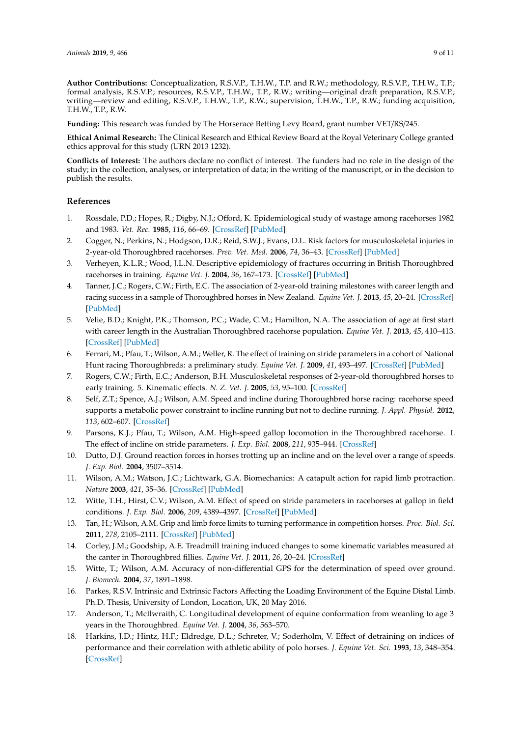**Author Contributions:** Conceptualization, R.S.V.P., T.H.W., T.P. and R.W.; methodology, R.S.V.P., T.H.W., T.P.; formal analysis, R.S.V.P.; resources, R.S.V.P., T.H.W., T.P., R.W.; writing—original draft preparation, R.S.V.P.; writing—review and editing, R.S.V.P., T.H.W., T.P., R.W.; supervision, T.H.W., T.P., R.W.; funding acquisition, T.H.W., T.P., R.W.

**Funding:** This research was funded by The Horserace Betting Levy Board, grant number VET/RS/245.

**Ethical Animal Research:** The Clinical Research and Ethical Review Board at the Royal Veterinary College granted ethics approval for this study (URN 2013 1232).

**Conflicts of Interest:** The authors declare no conflict of interest. The funders had no role in the design of the study; in the collection, analyses, or interpretation of data; in the writing of the manuscript, or in the decision to publish the results.

## References

1. Rossdale, P.D.; Hopes, R.; Digby, N.J.; Offord, K. Epidemiological study of wastage among racehorses 1982 and 1983. *Vet. Rec.* **1985**, *116*, 66–69. [CrossRef] [PubMed]
2. Cogger, N.; Perkins, N.; Hodgson, D.R.; Reid, S.W.J.; Evans, D.L. Risk factors for musculoskeletal injuries in 2-year-old Thoroughbred racehorses. *Prev. Vet. Med.* **2006**, *74*, 36–43. [CrossRef] [PubMed]
3. Verheyen, K.L.R.; Wood, J.L.N. Descriptive epidemiology of fractures occurring in British Thoroughbred racehorses in training. *Equine Vet. J.* **2004**, *36*, 167–173. [CrossRef] [PubMed]
4. Tanner, J.C.; Rogers, C.W.; Firth, E.C. The association of 2-year-old training milestones with career length and racing success in a sample of Thoroughbred horses in New Zealand. *Equine Vet. J.* **2013**, *45*, 20–24. [CrossRef] [PubMed]
5. Velie, B.D.; Knight, P.K.; Thomson, P.C.; Wade, C.M.; Hamilton, N.A. The association of age at first start with career length in the Australian Thoroughbred racehorse population. *Equine Vet. J.* **2013**, *45*, 410–413. [CrossRef] [PubMed]
6. Ferrari, M.; Pfau, T.; Wilson, A.M.; Weller, R. The effect of training on stride parameters in a cohort of National Hunt racing Thoroughbreds: a preliminary study. *Equine Vet. J.* **2009**, *41*, 493–497. [CrossRef] [PubMed]
7. Rogers, C.W.; Firth, E.C.; Anderson, B.H. Musculoskeletal responses of 2-year-old thoroughbred horses to early training. 5. Kinematic effects. *N. Z. Vet. J.* **2005**, *53*, 95–100. [CrossRef]
8. Self, Z.T.; Spence, A.J.; Wilson, A.M. Speed and incline during Thoroughbred horse racing: racehorse speed supports a metabolic power constraint to incline running but not to decline running. *J. Appl. Physiol.* **2012**, *113*, 602–607. [CrossRef]
9. Parsons, K.J.; Pfau, T.; Wilson, A.M. High-speed gallop locomotion in the Thoroughbred racehorse. I. The effect of incline on stride parameters. *J. Exp. Biol.* **2008**, *211*, 935–944. [CrossRef]
10. Dutto, D.J. Ground reaction forces in horses trotting up an incline and on the level over a range of speeds. *J. Exp. Biol.* **2004**, 3507–3514.
11. Wilson, A.M.; Watson, J.C.; Lichtwark, G.A. Biomechanics: A catapult action for rapid limb protraction. *Nature* **2003**, *421*, 35–36. [CrossRef] [PubMed]
12. Witte, T.H.; Hirst, C.V.; Wilson, A.M. Effect of speed on stride parameters in racehorses at gallop in field conditions. *J. Exp. Biol.* **2006**, *209*, 4389–4397. [CrossRef] [PubMed]
13. Tan, H.; Wilson, A.M. Grip and limb force limits to turning performance in competition horses. *Proc. Biol. Sci.* **2011**, *278*, 2105–2111. [CrossRef] [PubMed]
14. Corley, J.M.; Goodship, A.E. Treadmill training induced changes to some kinematic variables measured at the canter in Thoroughbred fillies. *Equine Vet. J.* **2011**, *26*, 20–24. [CrossRef]
15. Witte, T.; Wilson, A.M. Accuracy of non-differential GPS for the determination of speed over ground. *J. Biomech.* **2004**, *37*, 1891–1898.
16. Parkes, R.S.V. Intrinsic and Extrinsic Factors Affecting the Loading Environment of the Equine Distal Limb. Ph.D. Thesis, University of London, Location, UK, 20 May 2016.
17. Anderson, T.; McIlwraith, C. Longitudinal development of equine conformation from weanling to age 3 years in the Thoroughbred. *Equine Vet. J.* **2004**, *36*, 563–570.
18. Harkins, J.D.; Hintz, H.F.; Eldredge, D.L.; Schreter, V.; Soderholm, V. Effect of detraining on indices of performance and their correlation with athletic ability of polo horses. *J. Equine Vet. Sci.* **1993**, *13*, 348–354. [CrossRef]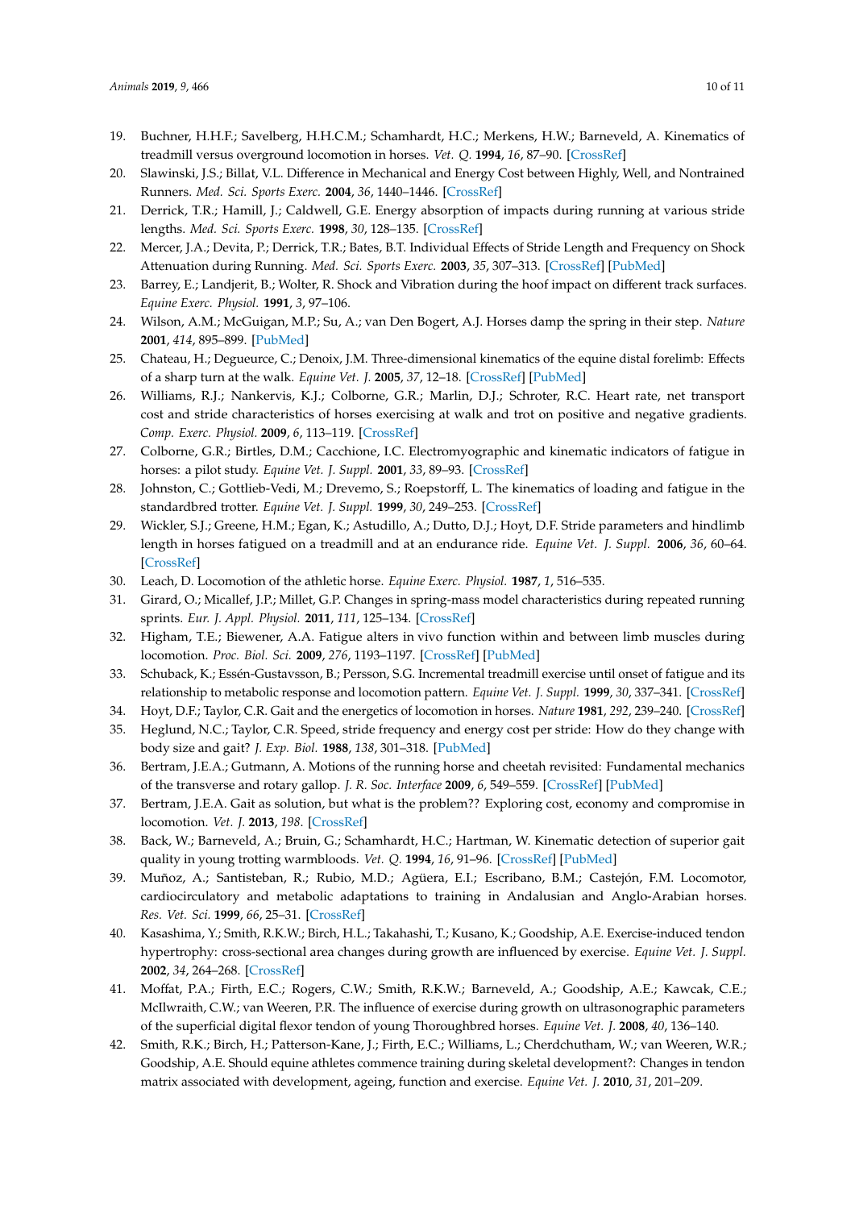19. Buchner, H.H.F.; Savelberg, H.H.C.M.; Schamhardt, H.C.; Merkens, H.W.; Barneveld, A. Kinematics of treadmill versus overground locomotion in horses. *Vet. Q.* **1994**, *16*, 87–90. [CrossRef]
20. Slawinski, J.S.; Billat, V.L. Difference in Mechanical and Energy Cost between Highly, Well, and Nontrained Runners. *Med. Sci. Sports Exerc.* **2004**, *36*, 1440–1446. [CrossRef]
21. Derrick, T.R.; Hamill, J.; Caldwell, G.E. Energy absorption of impacts during running at various stride lengths. *Med. Sci. Sports Exerc.* **1998**, *30*, 128–135. [CrossRef]
22. Mercer, J.A.; Devita, P.; Derrick, T.R.; Bates, B.T. Individual Effects of Stride Length and Frequency on Shock Attenuation during Running. *Med. Sci. Sports Exerc.* **2003**, *35*, 307–313. [CrossRef] [PubMed]
23. Barrey, E.; Landjerit, B.; Wolter, R. Shock and Vibration during the hoof impact on different track surfaces. *Equine Exerc. Physiol.* **1991**, *3*, 97–106.
24. Wilson, A.M.; McGuigan, M.P.; Su, A.; van Den Bogert, A.J. Horses damp the spring in their step. *Nature* **2001**, *414*, 895–899. [PubMed]
25. Chateau, H.; Degueurce, C.; Denoix, J.M. Three-dimensional kinematics of the equine distal forelimb: Effects of a sharp turn at the walk. *Equine Vet. J.* **2005**, *37*, 12–18. [CrossRef] [PubMed]
26. Williams, R.J.; Nankervis, K.J.; Colborne, G.R.; Marlin, D.J.; Schroter, R.C. Heart rate, net transport cost and stride characteristics of horses exercising at walk and trot on positive and negative gradients. *Comp. Exerc. Physiol.* **2009**, *6*, 113–119. [CrossRef]
27. Colborne, G.R.; Birtles, D.M.; Cacchione, I.C. Electromyographic and kinematic indicators of fatigue in horses: a pilot study. *Equine Vet. J. Suppl.* **2001**, *33*, 89–93. [CrossRef]
28. Johnston, C.; Gottlieb-Vedi, M.; Drevemo, S.; Roepstorff, L. The kinematics of loading and fatigue in the standardbred trotter. *Equine Vet. J. Suppl.* **1999**, *30*, 249–253. [CrossRef]
29. Wickler, S.J.; Greene, H.M.; Egan, K.; Astudillo, A.; Dutto, D.J.; Hoyt, D.F. Stride parameters and hindlimb length in horses fatigued on a treadmill and at an endurance ride. *Equine Vet. J. Suppl.* **2006**, *36*, 60–64. [CrossRef]
30. Leach, D. Locomotion of the athletic horse. *Equine Exerc. Physiol.* **1987**, *1*, 516–535.
31. Girard, O.; Micallef, J.P.; Millet, G.P. Changes in spring-mass model characteristics during repeated running sprints. *Eur. J. Appl. Physiol.* **2011**, *111*, 125–134. [CrossRef]
32. Higham, T.E.; Biewener, A.A. Fatigue alters in vivo function within and between limb muscles during locomotion. *Proc. Biol. Sci.* **2009**, *276*, 1193–1197. [CrossRef] [PubMed]
33. Schuback, K.; Essén-Gustavsson, B.; Persson, S.G. Incremental treadmill exercise until onset of fatigue and its relationship to metabolic response and locomotion pattern. *Equine Vet. J. Suppl.* **1999**, *30*, 337–341. [CrossRef]
34. Hoyt, D.F.; Taylor, C.R. Gait and the energetics of locomotion in horses. *Nature* **1981**, *292*, 239–240. [CrossRef]
35. Heglund, N.C.; Taylor, C.R. Speed, stride frequency and energy cost per stride: How do they change with body size and gait? *J. Exp. Biol.* **1988**, *138*, 301–318. [PubMed]
36. Bertram, J.E.A.; Gutmann, A. Motions of the running horse and cheetah revisited: Fundamental mechanics of the transverse and rotary gallop. *J. R. Soc. Interface* **2009**, *6*, 549–559. [CrossRef] [PubMed]
37. Bertram, J.E.A. Gait as solution, but what is the problem?? Exploring cost, economy and compromise in locomotion. *Vet. J.* **2013**, *198*. [CrossRef]
38. Back, W.; Barneveld, A.; Bruin, G.; Schamhardt, H.C.; Hartman, W. Kinematic detection of superior gait quality in young trotting warmbloods. *Vet. Q.* **1994**, *16*, 91–96. [CrossRef] [PubMed]
39. Muñoz, A.; Santisteban, R.; Rubio, M.D.; Agüera, E.I.; Escribano, B.M.; Castejón, F.M. Locomotor, cardiocirculatory and metabolic adaptations to training in Andalusian and Anglo-Arabian horses. *Res. Vet. Sci.* **1999**, *66*, 25–31. [CrossRef]
40. Kasashima, Y.; Smith, R.K.W.; Birch, H.L.; Takahashi, T.; Kusano, K.; Goodship, A.E. Exercise-induced tendon hypertrophy: cross-sectional area changes during growth are influenced by exercise. *Equine Vet. J. Suppl.* **2002**, *34*, 264–268. [CrossRef]
41. Moffat, P.A.; Firth, E.C.; Rogers, C.W.; Smith, R.K.W.; Barneveld, A.; Goodship, A.E.; Kawcak, C.E.; McIlwraith, C.W.; van Weeren, P.R. The influence of exercise during growth on ultrasonographic parameters of the superficial digital flexor tendon of young Thoroughbred horses. *Equine Vet. J.* **2008**, *40*, 136–140.
42. Smith, R.K.; Birch, H.; Patterson-Kane, J.; Firth, E.C.; Williams, L.; Cherdchutham, W.; van Weeren, W.R.; Goodship, A.E. Should equine athletes commence training during skeletal development?: Changes in tendon matrix associated with development, ageing, function and exercise. *Equine Vet. J.* **2010**, *31*, 201–209.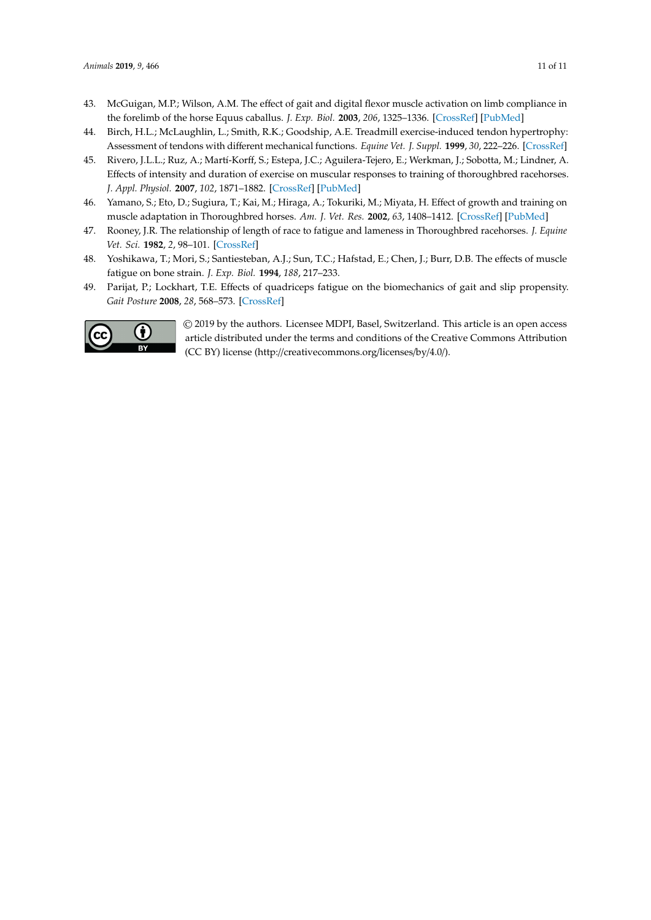43. McGuigan, M.P.; Wilson, A.M. The effect of gait and digital flexor muscle activation on limb compliance in the forelimb of the horse Equus caballus. *J. Exp. Biol.* **2003**, *206*, 1325–1336. [CrossRef] [PubMed]
44. Birch, H.L.; McLaughlin, L.; Smith, R.K.; Goodship, A.E. Treadmill exercise-induced tendon hypertrophy: Assessment of tendons with different mechanical functions. *Equine Vet. J. Suppl.* **1999**, *30*, 222–226. [CrossRef]
45. Rivero, J.L.L.; Ruz, A.; Martí-Korff, S.; Estepa, J.C.; Aguilera-Tejero, E.; Werkman, J.; Sobotta, M.; Lindner, A. Effects of intensity and duration of exercise on muscular responses to training of thoroughbred racehorses. *J. Appl. Physiol.* **2007**, *102*, 1871–1882. [CrossRef] [PubMed]
46. Yamano, S.; Eto, D.; Sugiura, T.; Kai, M.; Hiraga, A.; Tokuriki, M.; Miyata, H. Effect of growth and training on muscle adaptation in Thoroughbred horses. *Am. J. Vet. Res.* **2002**, *63*, 1408–1412. [CrossRef] [PubMed]
47. Rooney, J.R. The relationship of length of race to fatigue and lameness in Thoroughbred racehorses. *J. Equine Vet. Sci.* **1982**, *2*, 98–101. [CrossRef]
48. Yoshikawa, T.; Mori, S.; Santiesteban, A.J.; Sun, T.C.; Hafstad, E.; Chen, J.; Burr, D.B. The effects of muscle fatigue on bone strain. *J. Exp. Biol.* **1994**, *188*, 217–233.
49. Parijat, P.; Lockhart, T.E. Effects of quadriceps fatigue on the biomechanics of gait and slip propensity. *Gait Posture* **2008**, *28*, 568–573. [CrossRef]

© 2019 by the authors. Licensee MDPI, Basel, Switzerland. This article is an open access article distributed under the terms and conditions of the Creative Commons Attribution (CC BY) license (http://creativecommons.org/licenses/by/4.0/).